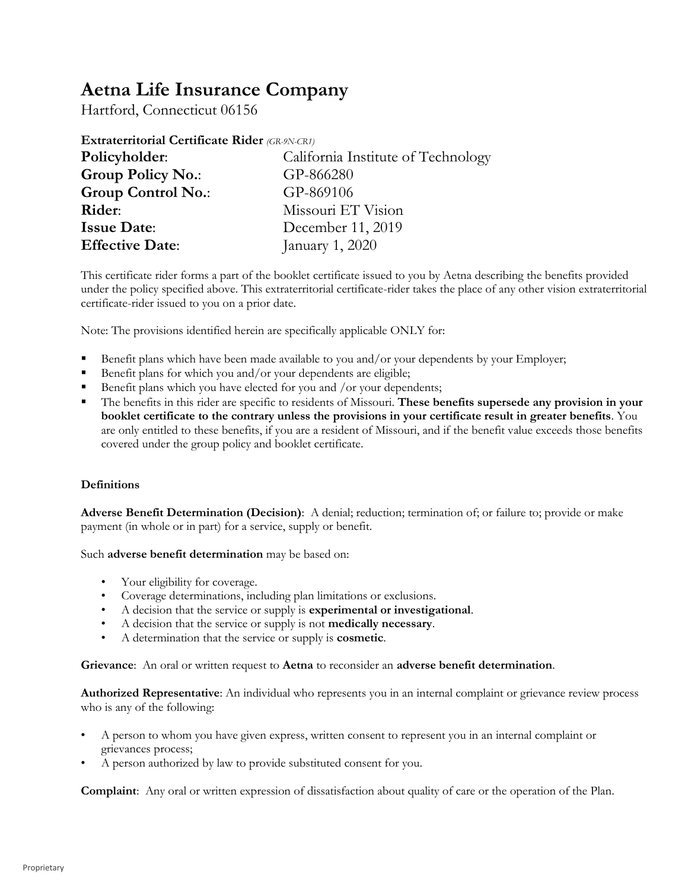# Aetna Life Insurance Company

Hartford, Connecticut 06156

**Extraterritorial Certificate Rider** *(GR-9N-CR1)*

| | |
|---|---|
| **Policyholder**: | California Institute of Technology |
| **Group Policy No.**: | GP-866280 |
| **Group Control No.**: | GP-869106 |
| **Rider**: | Missouri ET Vision |
| **Issue Date**: | December 11, 2019 |
| **Effective Date**: | January 1, 2020 |

This certificate rider forms a part of the booklet certificate issued to you by Aetna describing the benefits provided under the policy specified above. This extraterritorial certificate-rider takes the place of any other vision extraterritorial certificate-rider issued to you on a prior date.

Note: The provisions identified herein are specifically applicable ONLY for:

- Benefit plans which have been made available to you and/or your dependents by your Employer;
- Benefit plans for which you and/or your dependents are eligible;
- Benefit plans which you have elected for you and /or your dependents;
- The benefits in this rider are specific to residents of Missouri. **These benefits supersede any provision in your booklet certificate to the contrary unless the provisions in your certificate result in greater benefits**. You are only entitled to these benefits, if you are a resident of Missouri, and if the benefit value exceeds those benefits covered under the group policy and booklet certificate.

**Definitions**

**Adverse Benefit Determination (Decision)**: A denial; reduction; termination of; or failure to; provide or make payment (in whole or in part) for a service, supply or benefit.

Such **adverse benefit determination** may be based on:

- Your eligibility for coverage.
- Coverage determinations, including plan limitations or exclusions.
- A decision that the service or supply is **experimental or investigational**.
- A decision that the service or supply is not **medically necessary**.
- A determination that the service or supply is **cosmetic**.

**Grievance**: An oral or written request to **Aetna** to reconsider an **adverse benefit determination**.

**Authorized Representative**: An individual who represents you in an internal complaint or grievance review process who is any of the following:

- A person to whom you have given express, written consent to represent you in an internal complaint or grievances process;
- A person authorized by law to provide substituted consent for you.

**Complaint**: Any oral or written expression of dissatisfaction about quality of care or the operation of the Plan.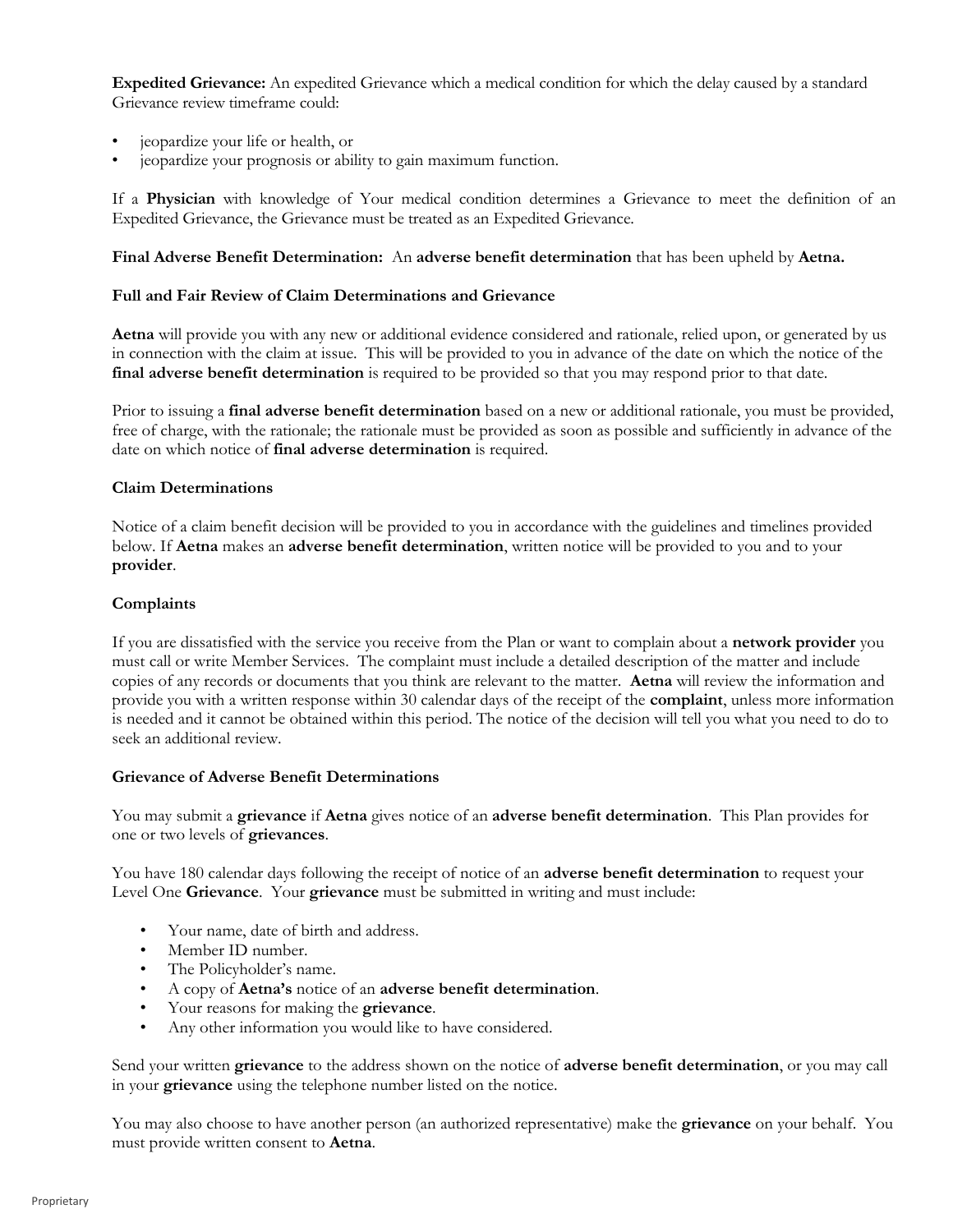**Expedited Grievance:** An expedited Grievance which a medical condition for which the delay caused by a standard Grievance review timeframe could:

- jeopardize your life or health, or
- jeopardize your prognosis or ability to gain maximum function.

If a **Physician** with knowledge of Your medical condition determines a Grievance to meet the definition of an Expedited Grievance, the Grievance must be treated as an Expedited Grievance.

**Final Adverse Benefit Determination:** An **adverse benefit determination** that has been upheld by **Aetna.**

**Full and Fair Review of Claim Determinations and Grievance**

**Aetna** will provide you with any new or additional evidence considered and rationale, relied upon, or generated by us in connection with the claim at issue. This will be provided to you in advance of the date on which the notice of the **final adverse benefit determination** is required to be provided so that you may respond prior to that date.

Prior to issuing a **final adverse benefit determination** based on a new or additional rationale, you must be provided, free of charge, with the rationale; the rationale must be provided as soon as possible and sufficiently in advance of the date on which notice of **final adverse determination** is required.

**Claim Determinations**

Notice of a claim benefit decision will be provided to you in accordance with the guidelines and timelines provided below. If **Aetna** makes an **adverse benefit determination**, written notice will be provided to you and to your **provider**.

**Complaints**

If you are dissatisfied with the service you receive from the Plan or want to complain about a **network provider** you must call or write Member Services. The complaint must include a detailed description of the matter and include copies of any records or documents that you think are relevant to the matter. **Aetna** will review the information and provide you with a written response within 30 calendar days of the receipt of the **complaint**, unless more information is needed and it cannot be obtained within this period. The notice of the decision will tell you what you need to do to seek an additional review.

**Grievance of Adverse Benefit Determinations**

You may submit a **grievance** if **Aetna** gives notice of an **adverse benefit determination**. This Plan provides for one or two levels of **grievances**.

You have 180 calendar days following the receipt of notice of an **adverse benefit determination** to request your Level One **Grievance**. Your **grievance** must be submitted in writing and must include:

- Your name, date of birth and address.
- Member ID number.
- The Policyholder's name.
- A copy of **Aetna's** notice of an **adverse benefit determination**.
- Your reasons for making the **grievance**.
- Any other information you would like to have considered.

Send your written **grievance** to the address shown on the notice of **adverse benefit determination**, or you may call in your **grievance** using the telephone number listed on the notice.

You may also choose to have another person (an authorized representative) make the **grievance** on your behalf. You must provide written consent to **Aetna**.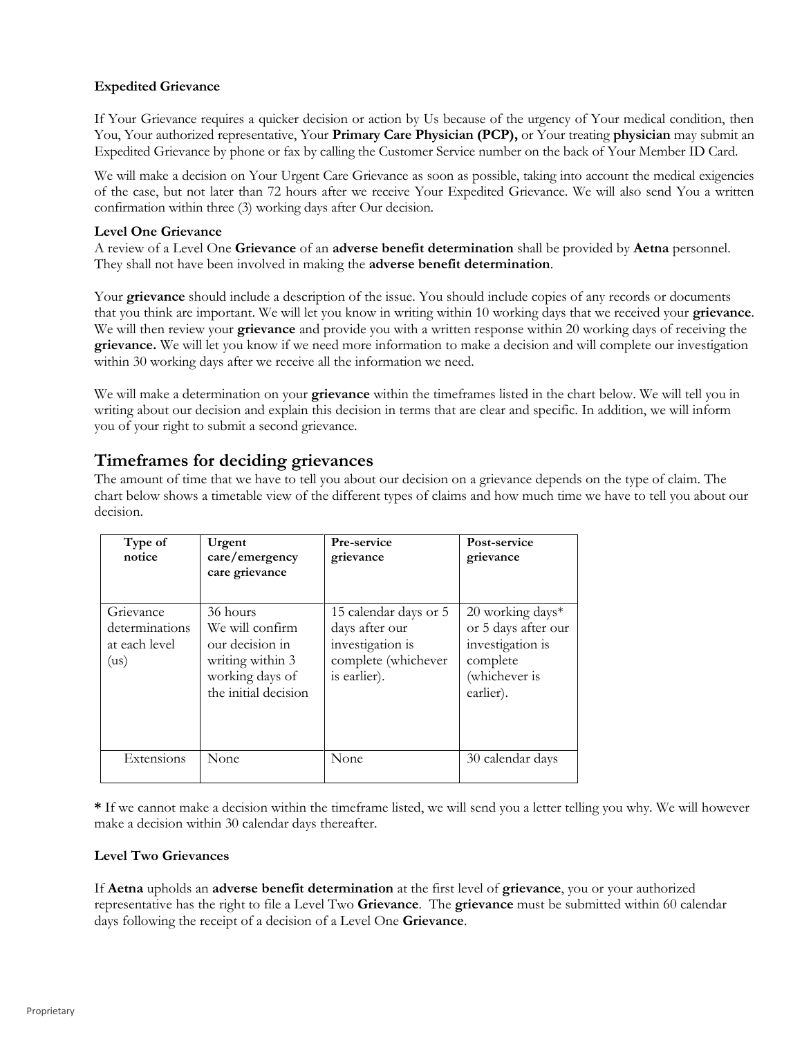**Expedited Grievance**

If Your Grievance requires a quicker decision or action by Us because of the urgency of Your medical condition, then You, Your authorized representative, Your **Primary Care Physician (PCP),** or Your treating **physician** may submit an Expedited Grievance by phone or fax by calling the Customer Service number on the back of Your Member ID Card.

We will make a decision on Your Urgent Care Grievance as soon as possible, taking into account the medical exigencies of the case, but not later than 72 hours after we receive Your Expedited Grievance. We will also send You a written confirmation within three (3) working days after Our decision.

**Level One Grievance**

A review of a Level One **Grievance** of an **adverse benefit determination** shall be provided by **Aetna** personnel. They shall not have been involved in making the **adverse benefit determination**.

Your **grievance** should include a description of the issue. You should include copies of any records or documents that you think are important. We will let you know in writing within 10 working days that we received your **grievance**. We will then review your **grievance** and provide you with a written response within 20 working days of receiving the **grievance.** We will let you know if we need more information to make a decision and will complete our investigation within 30 working days after we receive all the information we need.

We will make a determination on your **grievance** within the timeframes listed in the chart below. We will tell you in writing about our decision and explain this decision in terms that are clear and specific. In addition, we will inform you of your right to submit a second grievance.

## Timeframes for deciding grievances

The amount of time that we have to tell you about our decision on a grievance depends on the type of claim. The chart below shows a timetable view of the different types of claims and how much time we have to tell you about our decision.

| Type of notice | Urgent care/emergency care grievance | Pre-service grievance | Post-service grievance |
|---|---|---|---|
| Grievance determinations at each level (us) | 36 hours We will confirm our decision in writing within 3 working days of the initial decision | 15 calendar days or 5 days after our investigation is complete (whichever is earlier). | 20 working days* or 5 days after our investigation is complete (whichever is earlier). |
| Extensions | None | None | 30 calendar days |

**\*** If we cannot make a decision within the timeframe listed, we will send you a letter telling you why. We will however make a decision within 30 calendar days thereafter.

**Level Two Grievances**

If **Aetna** upholds an **adverse benefit determination** at the first level of **grievance**, you or your authorized representative has the right to file a Level Two **Grievance**. The **grievance** must be submitted within 60 calendar days following the receipt of a decision of a Level One **Grievance**.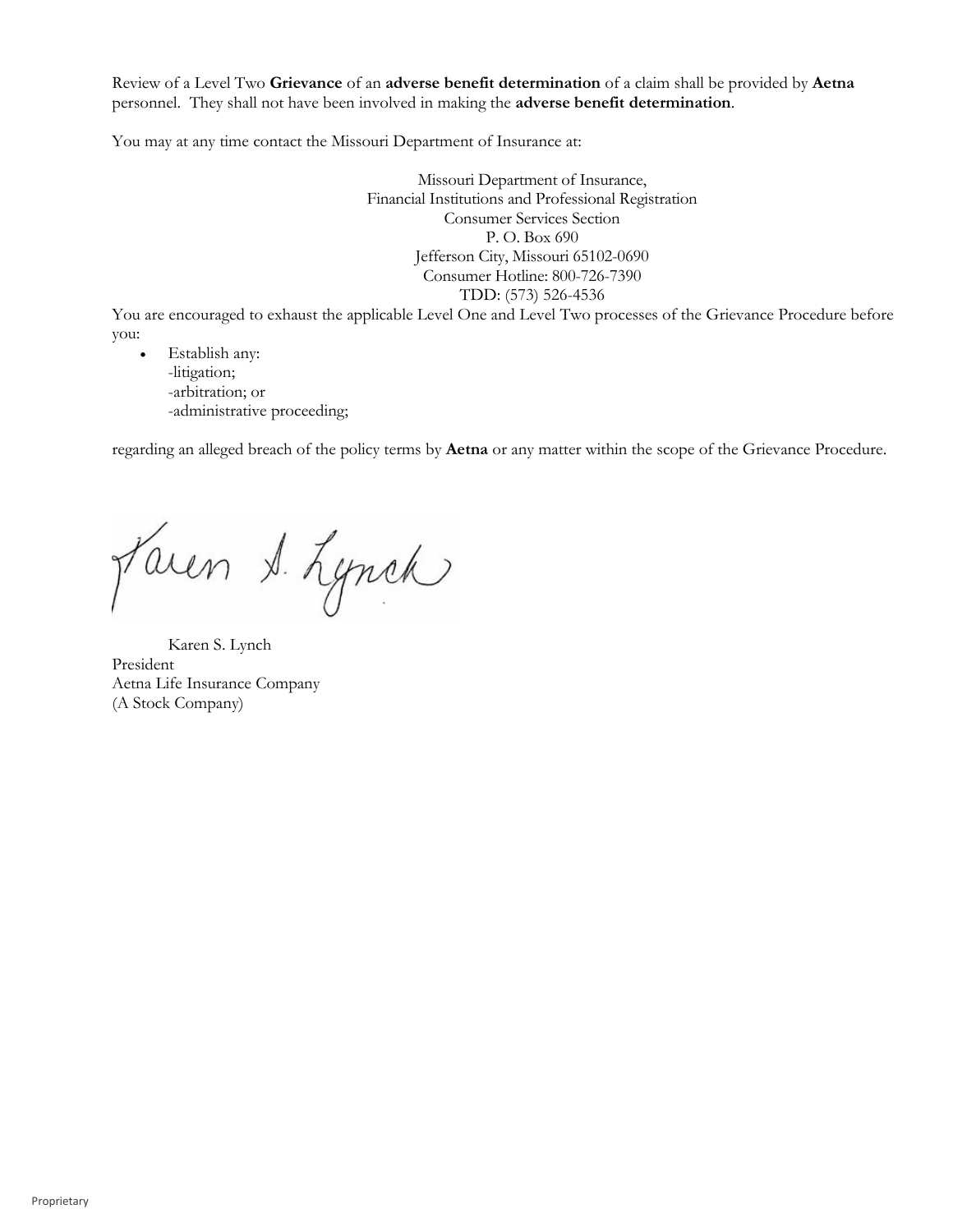Review of a Level Two **Grievance** of an **adverse benefit determination** of a claim shall be provided by **Aetna** personnel. They shall not have been involved in making the **adverse benefit determination**.

You may at any time contact the Missouri Department of Insurance at:

Missouri Department of Insurance,
Financial Institutions and Professional Registration
Consumer Services Section
P. O. Box 690
Jefferson City, Missouri 65102-0690
Consumer Hotline: 800-726-7390
TDD: (573) 526-4536

You are encouraged to exhaust the applicable Level One and Level Two processes of the Grievance Procedure before you:

- Establish any:
  -litigation;
  -arbitration; or
  -administrative proceeding;

regarding an alleged breach of the policy terms by **Aetna** or any matter within the scope of the Grievance Procedure.

Karen S. Lynch
President
Aetna Life Insurance Company
(A Stock Company)